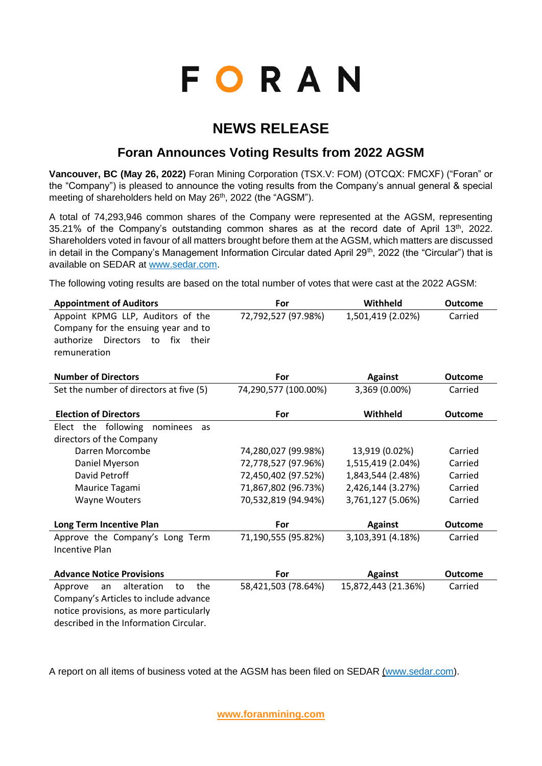# FORAN

## NEWS RELEASE

### Foran Announces Voting Results from 2022 AGSM

**Vancouver, BC (May 26, 2022)** Foran Mining Corporation (TSX.V: FOM) (OTCQX: FMCXF) ("Foran" or the "Company") is pleased to announce the voting results from the Company's annual general & special meeting of shareholders held on May 26th, 2022 (the "AGSM").

A total of 74,293,946 common shares of the Company were represented at the AGSM, representing 35.21% of the Company's outstanding common shares as at the record date of April 13th, 2022. Shareholders voted in favour of all matters brought before them at the AGSM, which matters are discussed in detail in the Company's Management Information Circular dated April 29th, 2022 (the "Circular") that is available on SEDAR at www.sedar.com.

The following voting results are based on the total number of votes that were cast at the 2022 AGSM:

| **Appointment of Auditors** | **For** | **Withheld** | **Outcome** |
|---|---|---|---|
| Appoint KPMG LLP, Auditors of the Company for the ensuing year and to authorize Directors to fix their remuneration | 72,792,527 (97.98%) | 1,501,419 (2.02%) | Carried |

| **Number of Directors** | **For** | **Against** | **Outcome** |
|---|---|---|---|
| Set the number of directors at five (5) | 74,290,577 (100.00%) | 3,369 (0.00%) | Carried |

| **Election of Directors** | **For** | **Withheld** | **Outcome** |
|---|---|---|---|
| Elect the following nominees as directors of the Company | | | |
| Darren Morcombe | 74,280,027 (99.98%) | 13,919 (0.02%) | Carried |
| Daniel Myerson | 72,778,527 (97.96%) | 1,515,419 (2.04%) | Carried |
| David Petroff | 72,450,402 (97.52%) | 1,843,544 (2.48%) | Carried |
| Maurice Tagami | 71,867,802 (96.73%) | 2,426,144 (3.27%) | Carried |
| Wayne Wouters | 70,532,819 (94.94%) | 3,761,127 (5.06%) | Carried |

| **Long Term Incentive Plan** | **For** | **Against** | **Outcome** |
|---|---|---|---|
| Approve the Company's Long Term Incentive Plan | 71,190,555 (95.82%) | 3,103,391 (4.18%) | Carried |

| **Advance Notice Provisions** | **For** | **Against** | **Outcome** |
|---|---|---|---|
| Approve an alteration to the Company's Articles to include advance notice provisions, as more particularly described in the Information Circular. | 58,421,503 (78.64%) | 15,872,443 (21.36%) | Carried |

A report on all items of business voted at the AGSM has been filed on SEDAR (www.sedar.com).

www.foranmining.com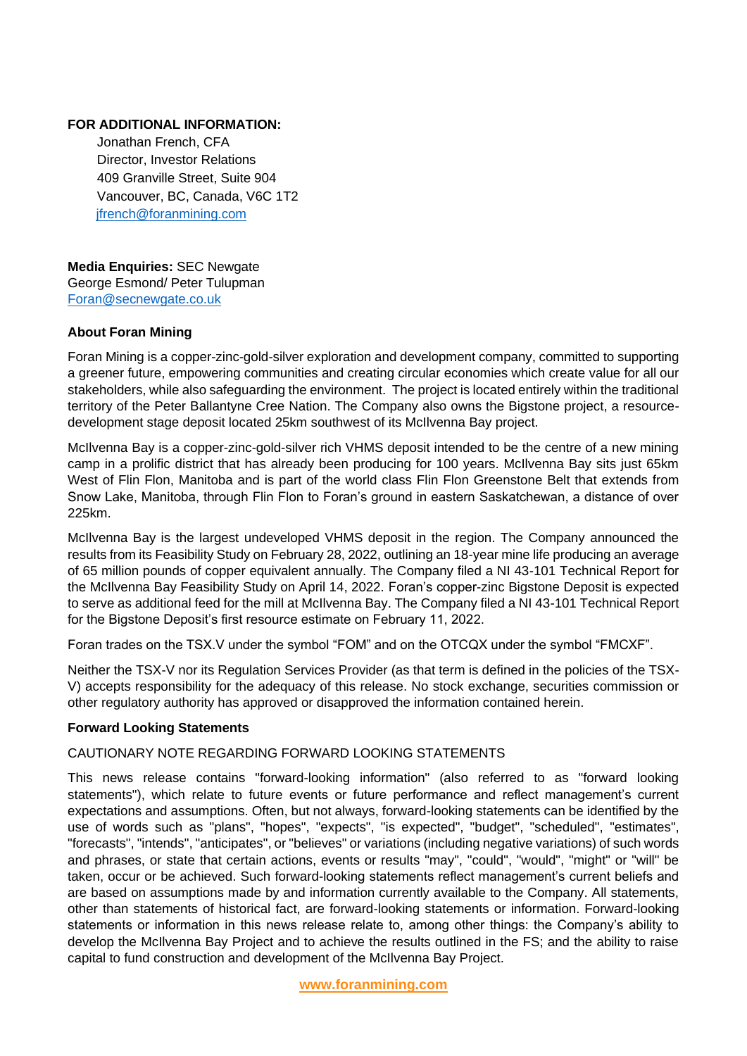**FOR ADDITIONAL INFORMATION:**

Jonathan French, CFA
Director, Investor Relations
409 Granville Street, Suite 904
Vancouver, BC, Canada, V6C 1T2
jfrench@foranmining.com

**Media Enquiries:** SEC Newgate
George Esmond/ Peter Tulupman
Foran@secnewgate.co.uk

**About Foran Mining**

Foran Mining is a copper-zinc-gold-silver exploration and development company, committed to supporting a greener future, empowering communities and creating circular economies which create value for all our stakeholders, while also safeguarding the environment. The project is located entirely within the traditional territory of the Peter Ballantyne Cree Nation. The Company also owns the Bigstone project, a resource-development stage deposit located 25km southwest of its McIlvenna Bay project.

McIlvenna Bay is a copper-zinc-gold-silver rich VHMS deposit intended to be the centre of a new mining camp in a prolific district that has already been producing for 100 years. McIlvenna Bay sits just 65km West of Flin Flon, Manitoba and is part of the world class Flin Flon Greenstone Belt that extends from Snow Lake, Manitoba, through Flin Flon to Foran's ground in eastern Saskatchewan, a distance of over 225km.

McIlvenna Bay is the largest undeveloped VHMS deposit in the region. The Company announced the results from its Feasibility Study on February 28, 2022, outlining an 18-year mine life producing an average of 65 million pounds of copper equivalent annually. The Company filed a NI 43-101 Technical Report for the McIlvenna Bay Feasibility Study on April 14, 2022. Foran's copper-zinc Bigstone Deposit is expected to serve as additional feed for the mill at McIlvenna Bay. The Company filed a NI 43-101 Technical Report for the Bigstone Deposit's first resource estimate on February 11, 2022.

Foran trades on the TSX.V under the symbol "FOM" and on the OTCQX under the symbol "FMCXF".

Neither the TSX-V nor its Regulation Services Provider (as that term is defined in the policies of the TSX-V) accepts responsibility for the adequacy of this release. No stock exchange, securities commission or other regulatory authority has approved or disapproved the information contained herein.

**Forward Looking Statements**

CAUTIONARY NOTE REGARDING FORWARD LOOKING STATEMENTS

This news release contains "forward-looking information" (also referred to as "forward looking statements"), which relate to future events or future performance and reflect management's current expectations and assumptions. Often, but not always, forward-looking statements can be identified by the use of words such as "plans", "hopes", "expects", "is expected", "budget", "scheduled", "estimates", "forecasts", "intends", "anticipates", or "believes" or variations (including negative variations) of such words and phrases, or state that certain actions, events or results "may", "could", "would", "might" or "will" be taken, occur or be achieved. Such forward-looking statements reflect management's current beliefs and are based on assumptions made by and information currently available to the Company. All statements, other than statements of historical fact, are forward-looking statements or information. Forward-looking statements or information in this news release relate to, among other things: the Company's ability to develop the McIlvenna Bay Project and to achieve the results outlined in the FS; and the ability to raise capital to fund construction and development of the McIlvenna Bay Project.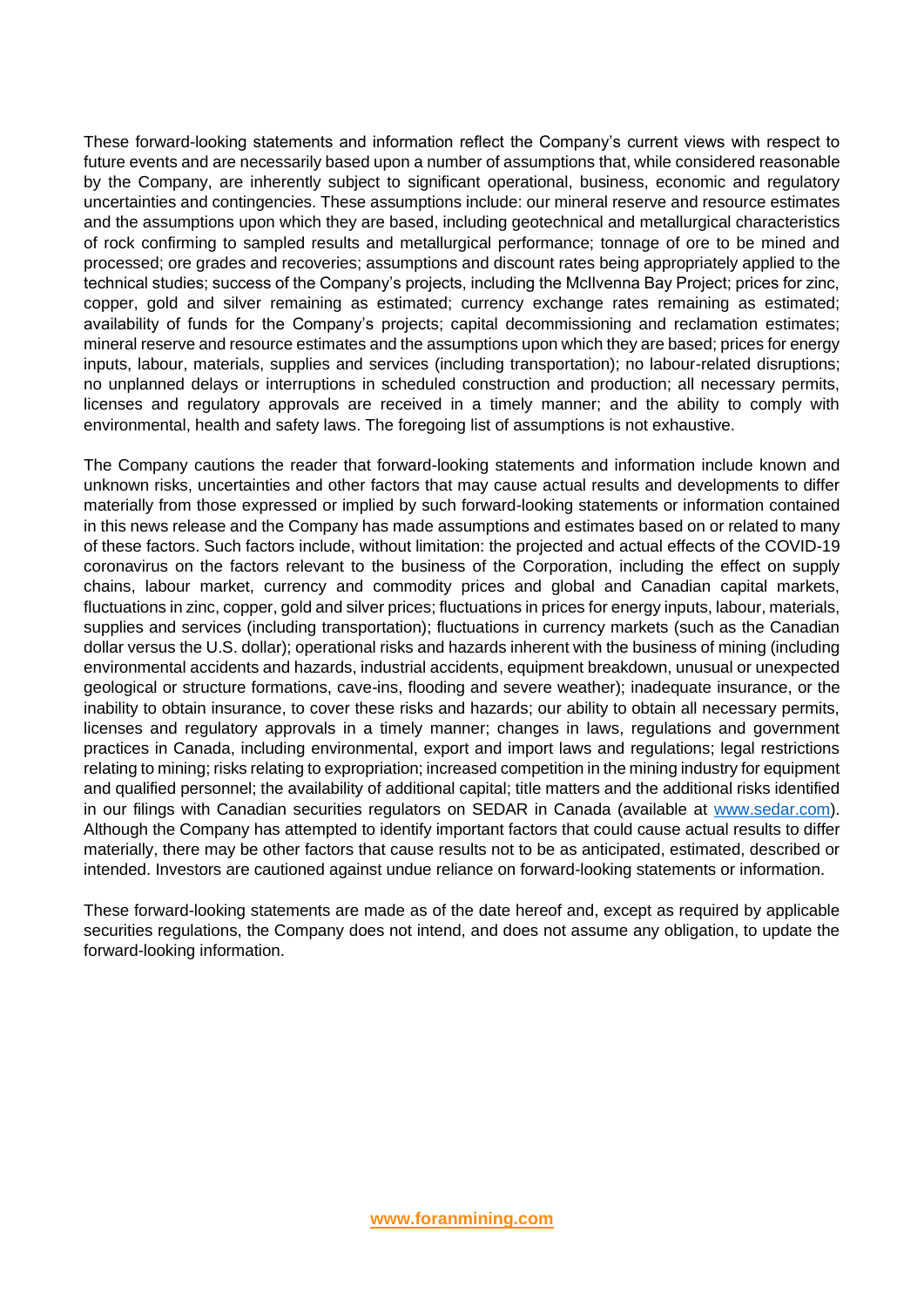These forward-looking statements and information reflect the Company's current views with respect to future events and are necessarily based upon a number of assumptions that, while considered reasonable by the Company, are inherently subject to significant operational, business, economic and regulatory uncertainties and contingencies. These assumptions include: our mineral reserve and resource estimates and the assumptions upon which they are based, including geotechnical and metallurgical characteristics of rock confirming to sampled results and metallurgical performance; tonnage of ore to be mined and processed; ore grades and recoveries; assumptions and discount rates being appropriately applied to the technical studies; success of the Company's projects, including the McIlvenna Bay Project; prices for zinc, copper, gold and silver remaining as estimated; currency exchange rates remaining as estimated; availability of funds for the Company's projects; capital decommissioning and reclamation estimates; mineral reserve and resource estimates and the assumptions upon which they are based; prices for energy inputs, labour, materials, supplies and services (including transportation); no labour-related disruptions; no unplanned delays or interruptions in scheduled construction and production; all necessary permits, licenses and regulatory approvals are received in a timely manner; and the ability to comply with environmental, health and safety laws. The foregoing list of assumptions is not exhaustive.

The Company cautions the reader that forward-looking statements and information include known and unknown risks, uncertainties and other factors that may cause actual results and developments to differ materially from those expressed or implied by such forward-looking statements or information contained in this news release and the Company has made assumptions and estimates based on or related to many of these factors. Such factors include, without limitation: the projected and actual effects of the COVID-19 coronavirus on the factors relevant to the business of the Corporation, including the effect on supply chains, labour market, currency and commodity prices and global and Canadian capital markets, fluctuations in zinc, copper, gold and silver prices; fluctuations in prices for energy inputs, labour, materials, supplies and services (including transportation); fluctuations in currency markets (such as the Canadian dollar versus the U.S. dollar); operational risks and hazards inherent with the business of mining (including environmental accidents and hazards, industrial accidents, equipment breakdown, unusual or unexpected geological or structure formations, cave-ins, flooding and severe weather); inadequate insurance, or the inability to obtain insurance, to cover these risks and hazards; our ability to obtain all necessary permits, licenses and regulatory approvals in a timely manner; changes in laws, regulations and government practices in Canada, including environmental, export and import laws and regulations; legal restrictions relating to mining; risks relating to expropriation; increased competition in the mining industry for equipment and qualified personnel; the availability of additional capital; title matters and the additional risks identified in our filings with Canadian securities regulators on SEDAR in Canada (available at www.sedar.com). Although the Company has attempted to identify important factors that could cause actual results to differ materially, there may be other factors that cause results not to be as anticipated, estimated, described or intended. Investors are cautioned against undue reliance on forward-looking statements or information.

These forward-looking statements are made as of the date hereof and, except as required by applicable securities regulations, the Company does not intend, and does not assume any obligation, to update the forward-looking information.

**www.foranmining.com**